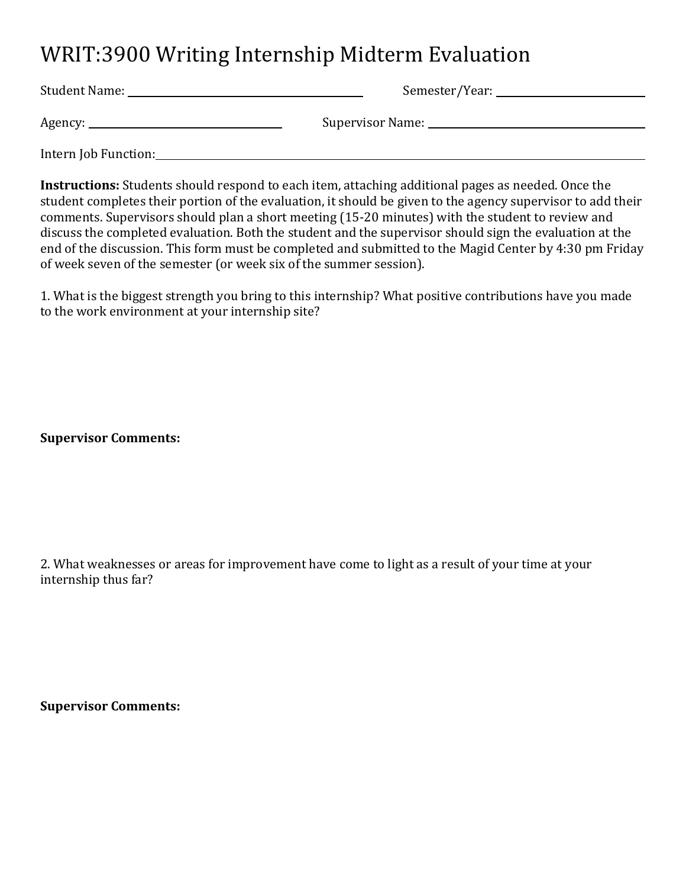# WRIT:3900 Writing Internship Midterm Evaluation

Student Name: ______________________________ Semester/Year: ____________________

Agency: ________________________ Supervisor Name: ______________________________

Intern Job Function: ____________________________________________________________

**Instructions:** Students should respond to each item, attaching additional pages as needed. Once the student completes their portion of the evaluation, it should be given to the agency supervisor to add their comments. Supervisors should plan a short meeting (15-20 minutes) with the student to review and discuss the completed evaluation. Both the student and the supervisor should sign the evaluation at the end of the discussion. This form must be completed and submitted to the Magid Center by 4:30 pm Friday of week seven of the semester (or week six of the summer session).

1. What is the biggest strength you bring to this internship? What positive contributions have you made to the work environment at your internship site?

**Supervisor Comments:**

2. What weaknesses or areas for improvement have come to light as a result of your time at your internship thus far?

**Supervisor Comments:**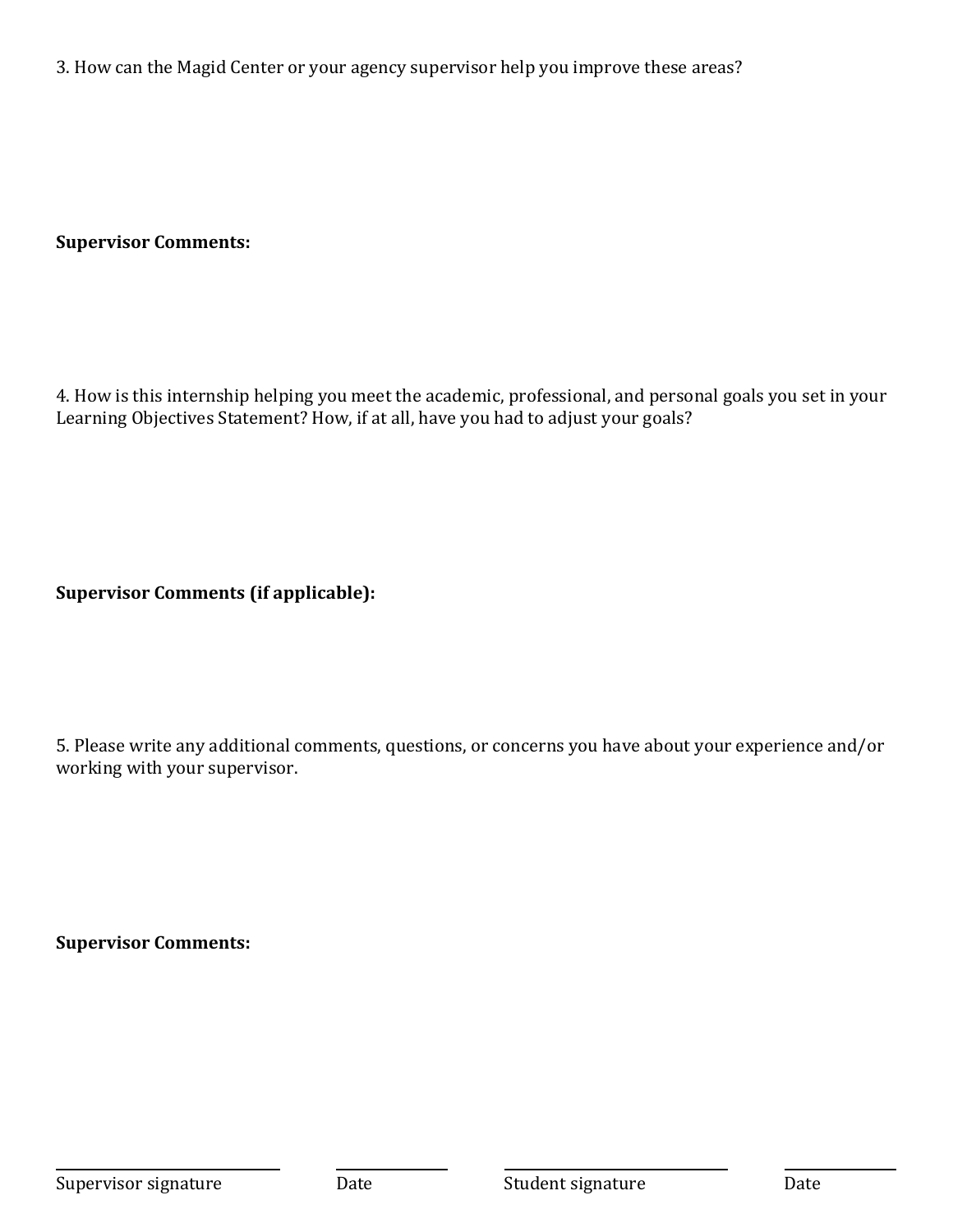3. How can the Magid Center or your agency supervisor help you improve these areas?

**Supervisor Comments:**

4. How is this internship helping you meet the academic, professional, and personal goals you set in your Learning Objectives Statement? How, if at all, have you had to adjust your goals?

**Supervisor Comments (if applicable):**

5. Please write any additional comments, questions, or concerns you have about your experience and/or working with your supervisor.

**Supervisor Comments:**

| | | | |
|---|---|---|---|
| Supervisor signature | Date | Student signature | Date |